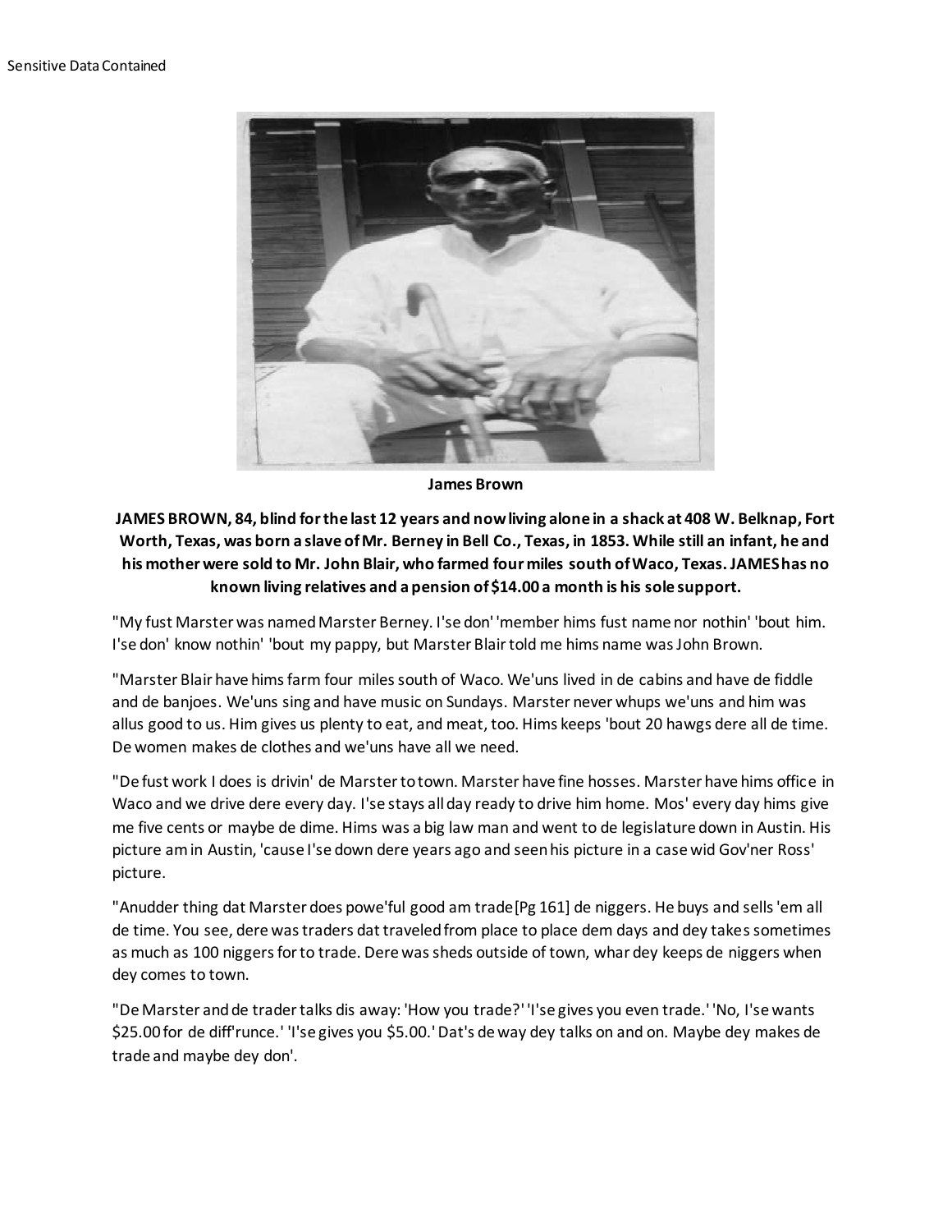Sensitive Data Contained

**James Brown**

**JAMES BROWN, 84, blind for the last 12 years and now living alone in a shack at 408 W. Belknap, Fort Worth, Texas, was born a slave of Mr. Berney in Bell Co., Texas, in 1853. While still an infant, he and his mother were sold to Mr. John Blair, who farmed four miles south of Waco, Texas. JAMES has no known living relatives and a pension of $14.00 a month is his sole support.**

"My fust Marster was named Marster Berney. I'se don' 'member hims fust name nor nothin' 'bout him. I'se don' know nothin' 'bout my pappy, but Marster Blair told me hims name was John Brown.

"Marster Blair have hims farm four miles south of Waco. We'uns lived in de cabins and have de fiddle and de banjoes. We'uns sing and have music on Sundays. Marster never whups we'uns and him was allus good to us. Him gives us plenty to eat, and meat, too. Hims keeps 'bout 20 hawgs dere all de time. De women makes de clothes and we'uns have all we need.

"De fust work I does is drivin' de Marster to town. Marster have fine hosses. Marster have hims office in Waco and we drive dere every day. I'se stays all day ready to drive him home. Mos' every day hims give me five cents or maybe de dime. Hims was a big law man and went to de legislature down in Austin. His picture am in Austin, 'cause I'se down dere years ago and seen his picture in a case wid Gov'ner Ross' picture.

"Anudder thing dat Marster does powe'ful good am trade [Pg 161] de niggers. He buys and sells 'em all de time. You see, dere was traders dat traveled from place to place dem days and dey takes sometimes as much as 100 niggers for to trade. Dere was sheds outside of town, whar dey keeps de niggers when dey comes to town.

"De Marster and de trader talks dis away: 'How you trade?' 'I'se gives you even trade.' 'No, I'se wants $25.00 for de diff'runce.' 'I'se gives you $5.00.' Dat's de way dey talks on and on. Maybe dey makes de trade and maybe dey don'.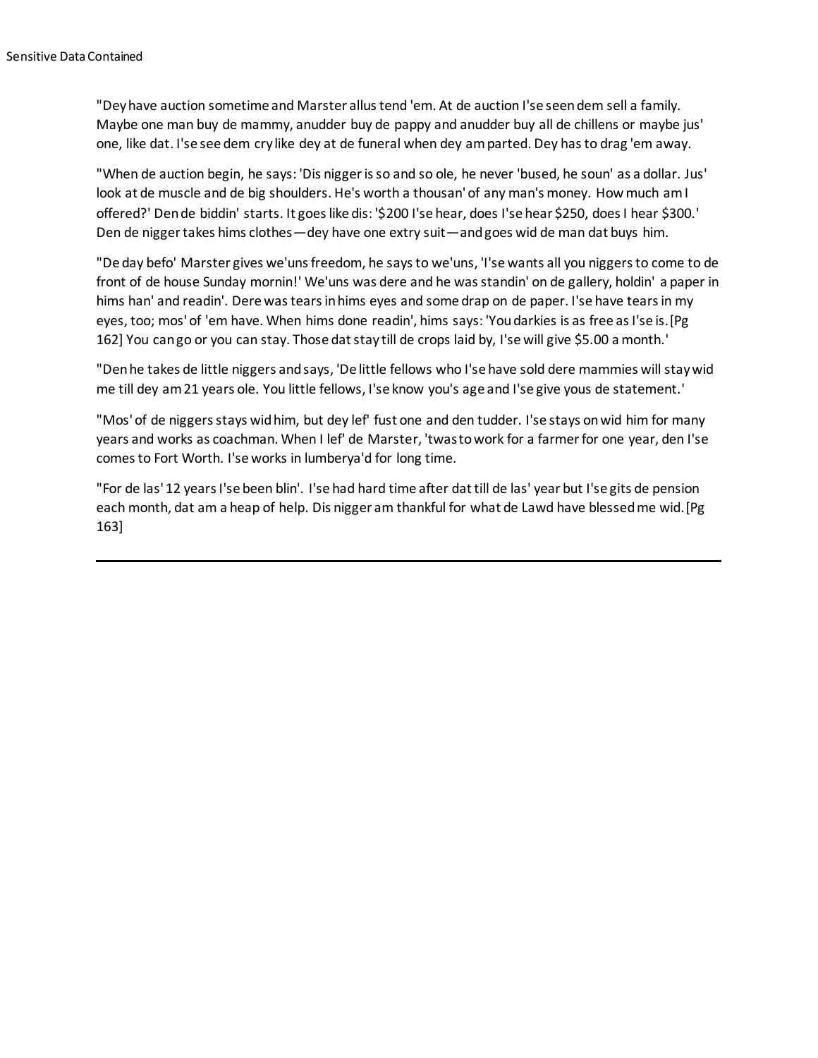"Dey have auction sometime and Marster allus tend 'em. At de auction I'se seen dem sell a family. Maybe one man buy de mammy, anudder buy de pappy and anudder buy all de chillens or maybe jus' one, like dat. I'se see dem cry like dey at de funeral when dey am parted. Dey has to drag 'em away.

"When de auction begin, he says: 'Dis nigger is so and so ole, he never 'bused, he soun' as a dollar. Jus' look at de muscle and de big shoulders. He's worth a thousan' of any man's money. How much am I offered?' Den de biddin' starts. It goes like dis: '$200 I'se hear, does I'se hear $250, does I hear $300.' Den de nigger takes hims clothes—dey have one extry suit—and goes wid de man dat buys him.

"De day befo' Marster gives we'uns freedom, he says to we'uns, 'I'se wants all you niggers to come to de front of de house Sunday mornin!' We'uns was dere and he was standin' on de gallery, holdin' a paper in hims han' and readin'. Dere was tears in hims eyes and some drap on de paper. I'se have tears in my eyes, too; mos' of 'em have. When hims done readin', hims says: 'You darkies is as free as I'se is. [Pg 162] You can go or you can stay. Those dat stay till de crops laid by, I'se will give $5.00 a month.'

"Den he takes de little niggers and says, 'De little fellows who I'se have sold dere mammies will stay wid me till dey am 21 years ole. You little fellows, I'se know you's age and I'se give yous de statement.'

"Mos' of de niggers stays wid him, but dey lef' fust one and den tudder. I'se stays on wid him for many years and works as coachman. When I lef' de Marster, 'twas to work for a farmer for one year, den I'se comes to Fort Worth. I'se works in lumberya'd for long time.

"For de las' 12 years I'se been blin'. I'se had hard time after dat till de las' year but I'se gits de pension each month, dat am a heap of help. Dis nigger am thankful for what de Lawd have blessed me wid. [Pg 163]

---